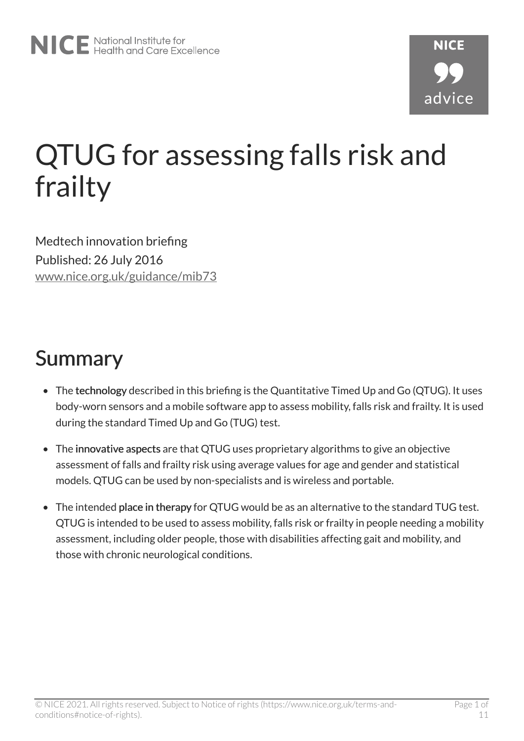# QTUG for assessing falls risk and frailty

Medtech innovation briefing

Published: 26 July 2016

www.nice.org.uk/guidance/mib73

## Summary

- The **technology** described in this briefing is the Quantitative Timed Up and Go (QTUG). It uses body-worn sensors and a mobile software app to assess mobility, falls risk and frailty. It is used during the standard Timed Up and Go (TUG) test.
- The **innovative aspects** are that QTUG uses proprietary algorithms to give an objective assessment of falls and frailty risk using average values for age and gender and statistical models. QTUG can be used by non-specialists and is wireless and portable.
- The intended **place in therapy** for QTUG would be as an alternative to the standard TUG test. QTUG is intended to be used to assess mobility, falls risk or frailty in people needing a mobility assessment, including older people, those with disabilities affecting gait and mobility, and those with chronic neurological conditions.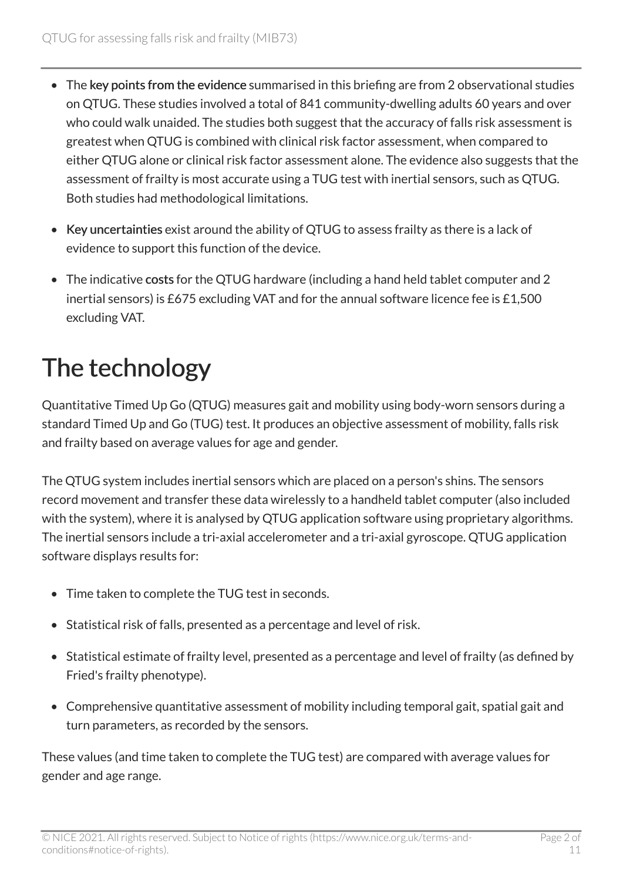- The **key points from the evidence** summarised in this briefing are from 2 observational studies on QTUG. These studies involved a total of 841 community-dwelling adults 60 years and over who could walk unaided. The studies both suggest that the accuracy of falls risk assessment is greatest when QTUG is combined with clinical risk factor assessment, when compared to either QTUG alone or clinical risk factor assessment alone. The evidence also suggests that the assessment of frailty is most accurate using a TUG test with inertial sensors, such as QTUG. Both studies had methodological limitations.
- **Key uncertainties** exist around the ability of QTUG to assess frailty as there is a lack of evidence to support this function of the device.
- The indicative **costs** for the QTUG hardware (including a hand held tablet computer and 2 inertial sensors) is £675 excluding VAT and for the annual software licence fee is £1,500 excluding VAT.

# The technology

Quantitative Timed Up Go (QTUG) measures gait and mobility using body-worn sensors during a standard Timed Up and Go (TUG) test. It produces an objective assessment of mobility, falls risk and frailty based on average values for age and gender.

The QTUG system includes inertial sensors which are placed on a person's shins. The sensors record movement and transfer these data wirelessly to a handheld tablet computer (also included with the system), where it is analysed by QTUG application software using proprietary algorithms. The inertial sensors include a tri-axial accelerometer and a tri-axial gyroscope. QTUG application software displays results for:

- Time taken to complete the TUG test in seconds.
- Statistical risk of falls, presented as a percentage and level of risk.
- Statistical estimate of frailty level, presented as a percentage and level of frailty (as defined by Fried's frailty phenotype).
- Comprehensive quantitative assessment of mobility including temporal gait, spatial gait and turn parameters, as recorded by the sensors.

These values (and time taken to complete the TUG test) are compared with average values for gender and age range.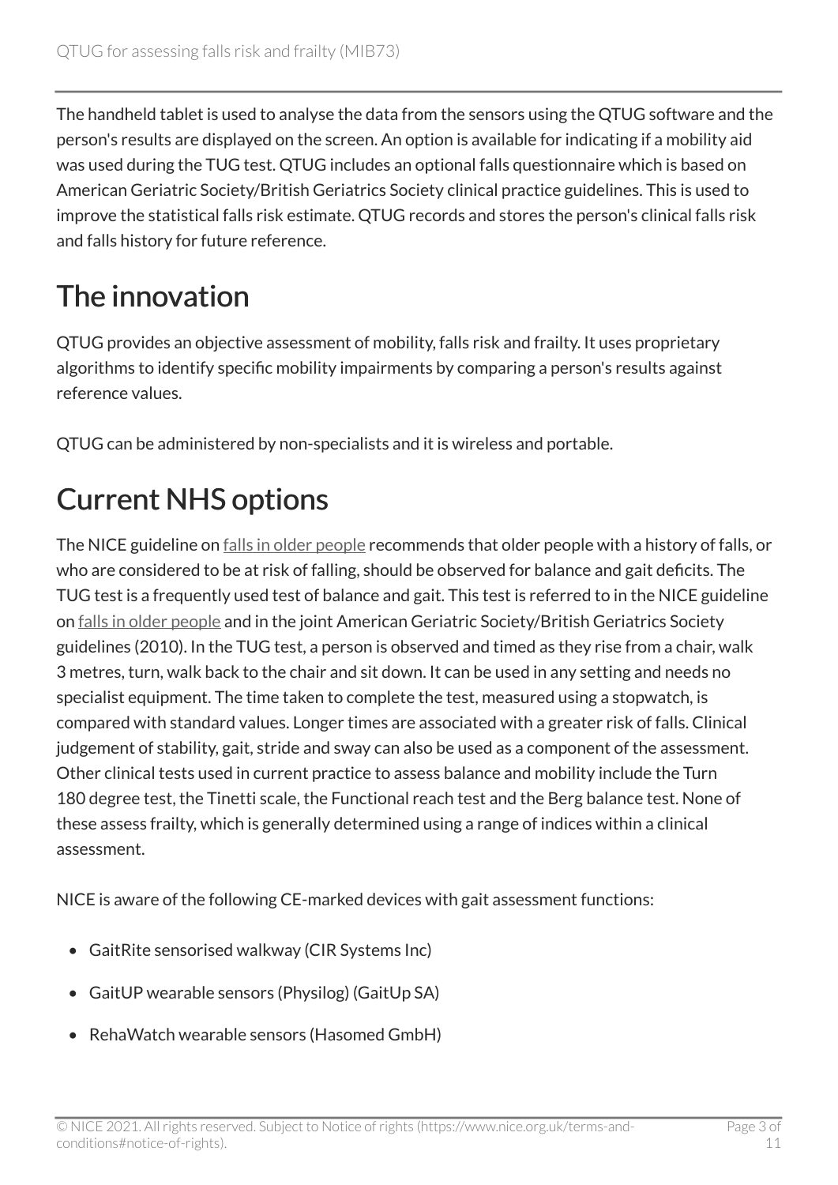The handheld tablet is used to analyse the data from the sensors using the QTUG software and the person's results are displayed on the screen. An option is available for indicating if a mobility aid was used during the TUG test. QTUG includes an optional falls questionnaire which is based on American Geriatric Society/British Geriatrics Society clinical practice guidelines. This is used to improve the statistical falls risk estimate. QTUG records and stores the person's clinical falls risk and falls history for future reference.

# The innovation

QTUG provides an objective assessment of mobility, falls risk and frailty. It uses proprietary algorithms to identify specific mobility impairments by comparing a person's results against reference values.

QTUG can be administered by non-specialists and it is wireless and portable.

# Current NHS options

The NICE guideline on falls in older people recommends that older people with a history of falls, or who are considered to be at risk of falling, should be observed for balance and gait deficits. The TUG test is a frequently used test of balance and gait. This test is referred to in the NICE guideline on falls in older people and in the joint American Geriatric Society/British Geriatrics Society guidelines (2010). In the TUG test, a person is observed and timed as they rise from a chair, walk 3 metres, turn, walk back to the chair and sit down. It can be used in any setting and needs no specialist equipment. The time taken to complete the test, measured using a stopwatch, is compared with standard values. Longer times are associated with a greater risk of falls. Clinical judgement of stability, gait, stride and sway can also be used as a component of the assessment. Other clinical tests used in current practice to assess balance and mobility include the Turn 180 degree test, the Tinetti scale, the Functional reach test and the Berg balance test. None of these assess frailty, which is generally determined using a range of indices within a clinical assessment.

NICE is aware of the following CE-marked devices with gait assessment functions:

- GaitRite sensorised walkway (CIR Systems Inc)
- GaitUP wearable sensors (Physilog) (GaitUp SA)
- RehaWatch wearable sensors (Hasomed GmbH)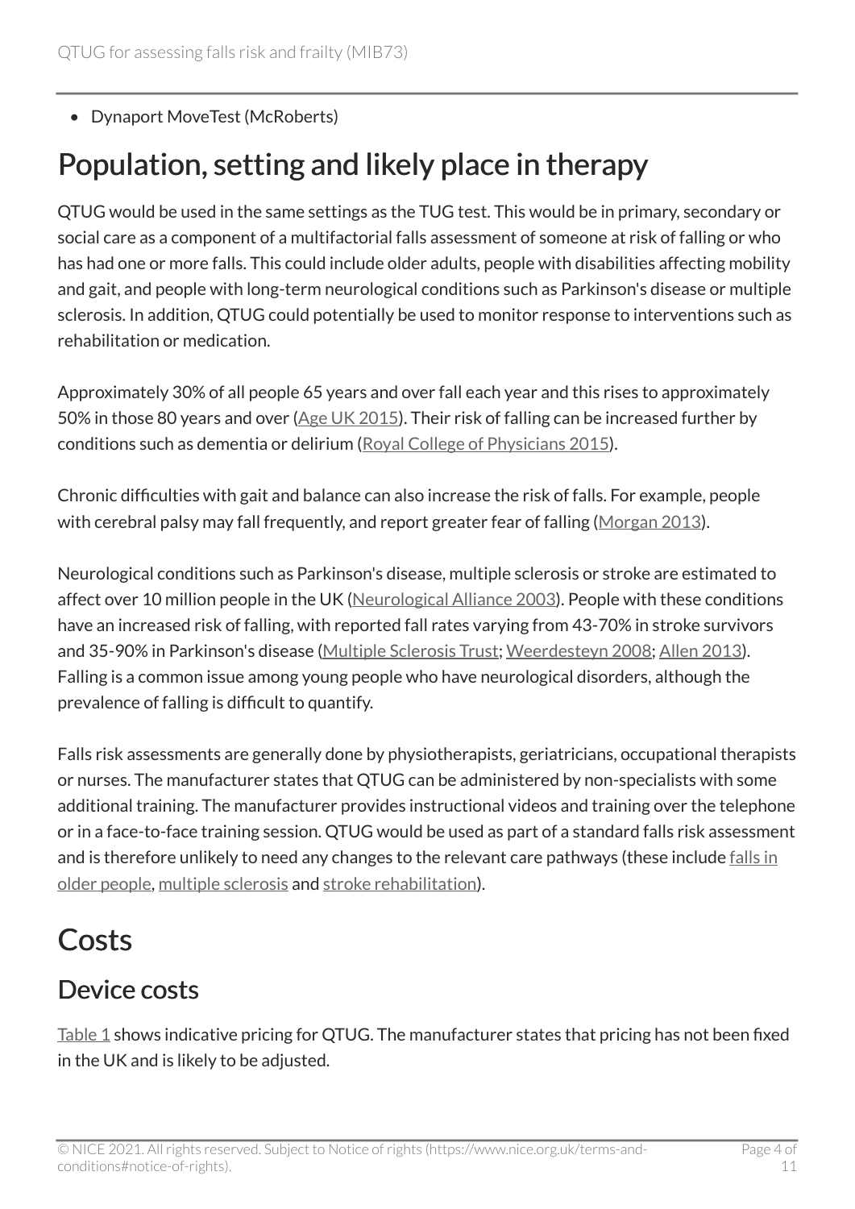- Dynaport MoveTest (McRoberts)

## Population, setting and likely place in therapy

QTUG would be used in the same settings as the TUG test. This would be in primary, secondary or social care as a component of a multifactorial falls assessment of someone at risk of falling or who has had one or more falls. This could include older adults, people with disabilities affecting mobility and gait, and people with long-term neurological conditions such as Parkinson's disease or multiple sclerosis. In addition, QTUG could potentially be used to monitor response to interventions such as rehabilitation or medication.

Approximately 30% of all people 65 years and over fall each year and this rises to approximately 50% in those 80 years and over (Age UK 2015). Their risk of falling can be increased further by conditions such as dementia or delirium (Royal College of Physicians 2015).

Chronic difficulties with gait and balance can also increase the risk of falls. For example, people with cerebral palsy may fall frequently, and report greater fear of falling (Morgan 2013).

Neurological conditions such as Parkinson's disease, multiple sclerosis or stroke are estimated to affect over 10 million people in the UK (Neurological Alliance 2003). People with these conditions have an increased risk of falling, with reported fall rates varying from 43-70% in stroke survivors and 35-90% in Parkinson's disease (Multiple Sclerosis Trust; Weerdesteyn 2008; Allen 2013). Falling is a common issue among young people who have neurological disorders, although the prevalence of falling is difficult to quantify.

Falls risk assessments are generally done by physiotherapists, geriatricians, occupational therapists or nurses. The manufacturer states that QTUG can be administered by non-specialists with some additional training. The manufacturer provides instructional videos and training over the telephone or in a face-to-face training session. QTUG would be used as part of a standard falls risk assessment and is therefore unlikely to need any changes to the relevant care pathways (these include falls in older people, multiple sclerosis and stroke rehabilitation).

## Costs

### Device costs

Table 1 shows indicative pricing for QTUG. The manufacturer states that pricing has not been fixed in the UK and is likely to be adjusted.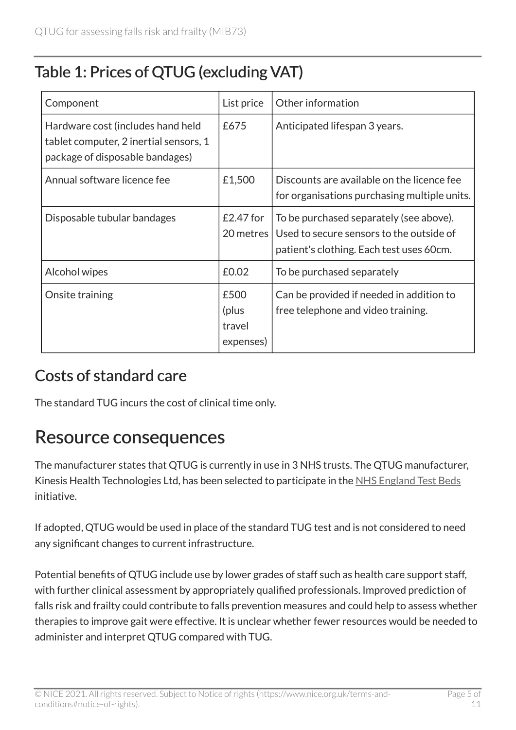## Table 1: Prices of QTUG (excluding VAT)

| Component | List price | Other information |
| --- | --- | --- |
| Hardware cost (includes hand held tablet computer, 2 inertial sensors, 1 package of disposable bandages) | £675 | Anticipated lifespan 3 years. |
| Annual software licence fee | £1,500 | Discounts are available on the licence fee for organisations purchasing multiple units. |
| Disposable tubular bandages | £2.47 for 20 metres | To be purchased separately (see above). Used to secure sensors to the outside of patient's clothing. Each test uses 60cm. |
| Alcohol wipes | £0.02 | To be purchased separately |
| Onsite training | £500 (plus travel expenses) | Can be provided if needed in addition to free telephone and video training. |

## Costs of standard care

The standard TUG incurs the cost of clinical time only.

# Resource consequences

The manufacturer states that QTUG is currently in use in 3 NHS trusts. The QTUG manufacturer, Kinesis Health Technologies Ltd, has been selected to participate in the NHS England Test Beds initiative.

If adopted, QTUG would be used in place of the standard TUG test and is not considered to need any significant changes to current infrastructure.

Potential benefits of QTUG include use by lower grades of staff such as health care support staff, with further clinical assessment by appropriately qualified professionals. Improved prediction of falls risk and frailty could contribute to falls prevention measures and could help to assess whether therapies to improve gait were effective. It is unclear whether fewer resources would be needed to administer and interpret QTUG compared with TUG.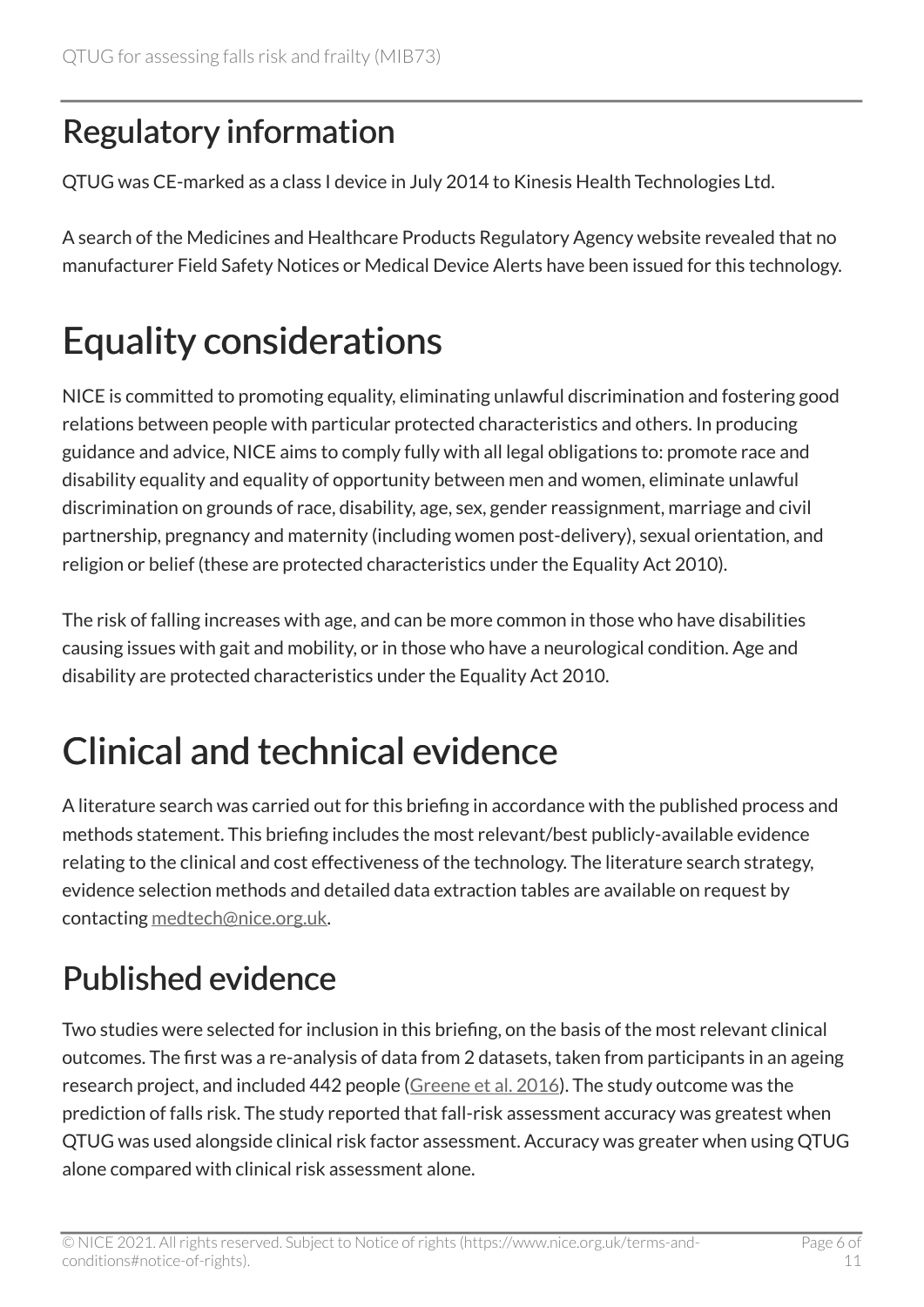## Regulatory information

QTUG was CE-marked as a class I device in July 2014 to Kinesis Health Technologies Ltd.

A search of the Medicines and Healthcare Products Regulatory Agency website revealed that no manufacturer Field Safety Notices or Medical Device Alerts have been issued for this technology.

# Equality considerations

NICE is committed to promoting equality, eliminating unlawful discrimination and fostering good relations between people with particular protected characteristics and others. In producing guidance and advice, NICE aims to comply fully with all legal obligations to: promote race and disability equality and equality of opportunity between men and women, eliminate unlawful discrimination on grounds of race, disability, age, sex, gender reassignment, marriage and civil partnership, pregnancy and maternity (including women post-delivery), sexual orientation, and religion or belief (these are protected characteristics under the Equality Act 2010).

The risk of falling increases with age, and can be more common in those who have disabilities causing issues with gait and mobility, or in those who have a neurological condition. Age and disability are protected characteristics under the Equality Act 2010.

# Clinical and technical evidence

A literature search was carried out for this briefing in accordance with the published process and methods statement. This briefing includes the most relevant/best publicly-available evidence relating to the clinical and cost effectiveness of the technology. The literature search strategy, evidence selection methods and detailed data extraction tables are available on request by contacting medtech@nice.org.uk.

## Published evidence

Two studies were selected for inclusion in this briefing, on the basis of the most relevant clinical outcomes. The first was a re-analysis of data from 2 datasets, taken from participants in an ageing research project, and included 442 people (Greene et al. 2016). The study outcome was the prediction of falls risk. The study reported that fall-risk assessment accuracy was greatest when QTUG was used alongside clinical risk factor assessment. Accuracy was greater when using QTUG alone compared with clinical risk assessment alone.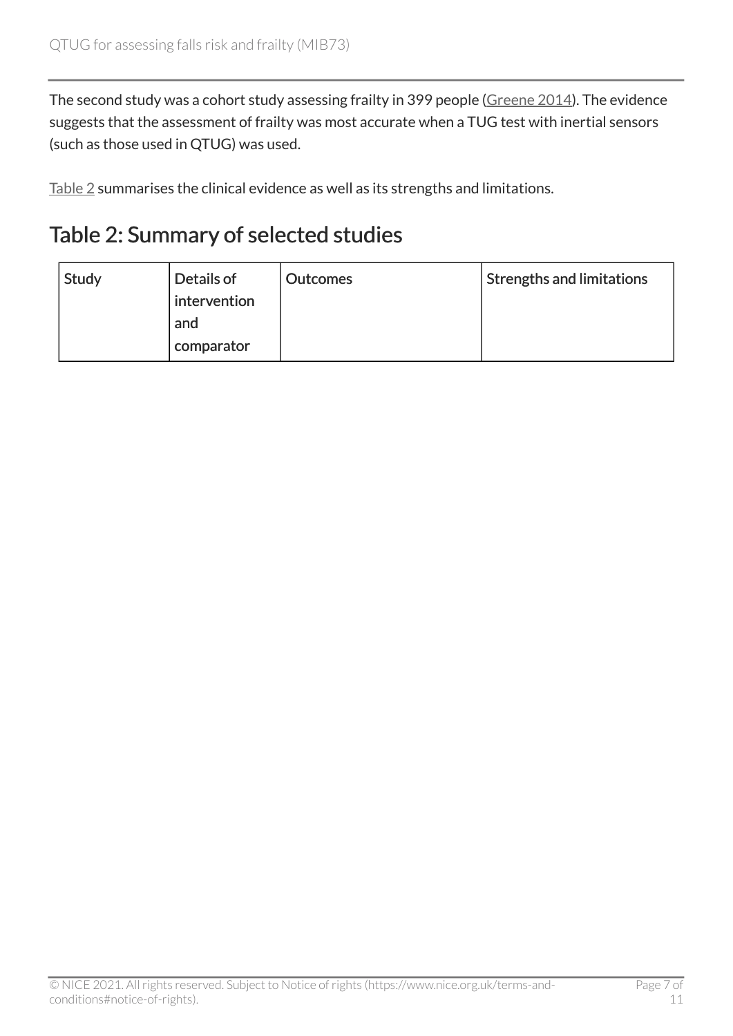The second study was a cohort study assessing frailty in 399 people (Greene 2014). The evidence suggests that the assessment of frailty was most accurate when a TUG test with inertial sensors (such as those used in QTUG) was used.

Table 2 summarises the clinical evidence as well as its strengths and limitations.

## Table 2: Summary of selected studies

| Study | Details of intervention and comparator | Outcomes | Strengths and limitations |
|---|---|---|---|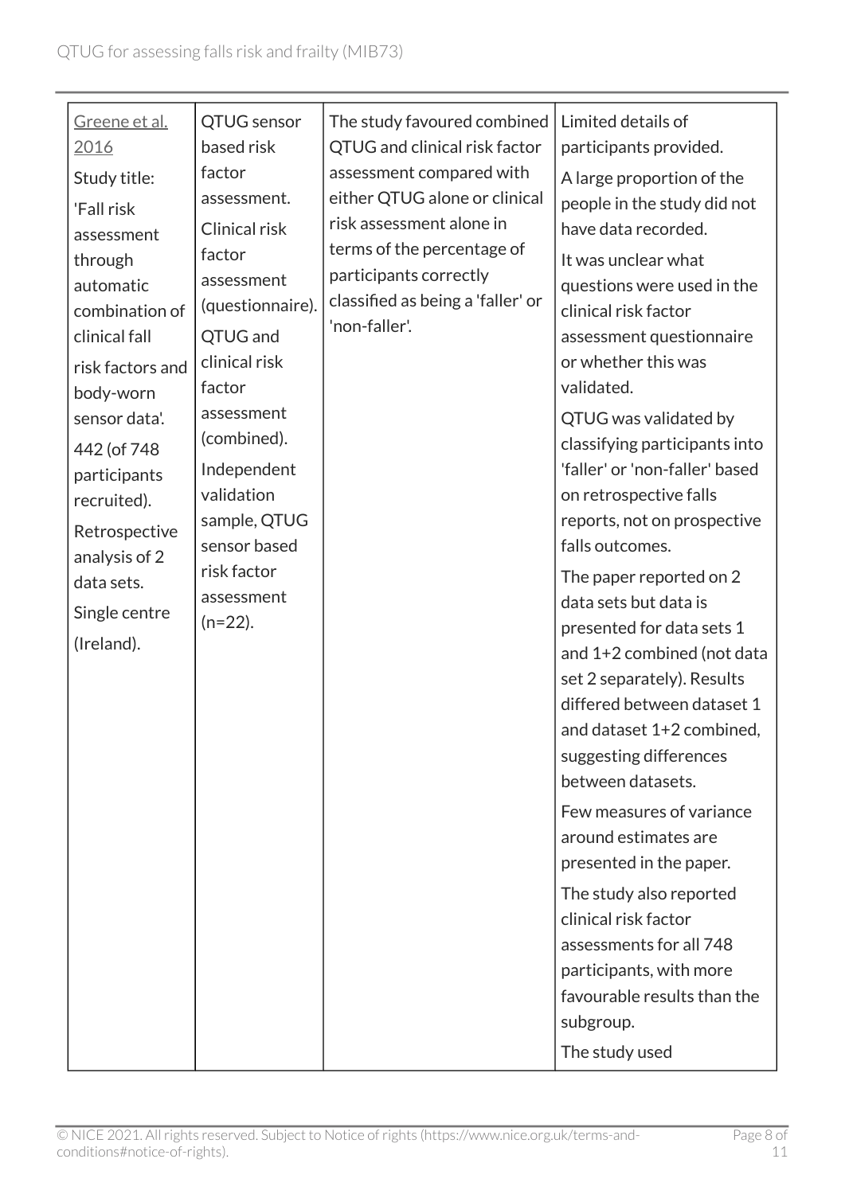| | | | |
|---|---|---|---|
| Greene et al. 2016<br><br>Study title:<br><br>'Fall risk assessment through automatic combination of clinical fall risk factors and body-worn sensor data'.<br><br>442 (of 748 participants recruited).<br><br>Retrospective analysis of 2 data sets.<br><br>Single centre (Ireland). | QTUG sensor based risk factor assessment.<br><br>Clinical risk factor assessment (questionnaire).<br><br>QTUG and clinical risk factor assessment (combined).<br><br>Independent validation sample, QTUG sensor based risk factor assessment (n=22). | The study favoured combined QTUG and clinical risk factor assessment compared with either QTUG alone or clinical risk assessment alone in terms of the percentage of participants correctly classified as being a 'faller' or 'non-faller'. | Limited details of participants provided.<br><br>A large proportion of the people in the study did not have data recorded.<br><br>It was unclear what questions were used in the clinical risk factor assessment questionnaire or whether this was validated.<br><br>QTUG was validated by classifying participants into 'faller' or 'non-faller' based on retrospective falls reports, not on prospective falls outcomes.<br><br>The paper reported on 2 data sets but data is presented for data sets 1 and 1+2 combined (not data set 2 separately). Results differed between dataset 1 and dataset 1+2 combined, suggesting differences between datasets.<br><br>Few measures of variance around estimates are presented in the paper.<br><br>The study also reported clinical risk factor assessments for all 748 participants, with more favourable results than the subgroup.<br><br>The study used |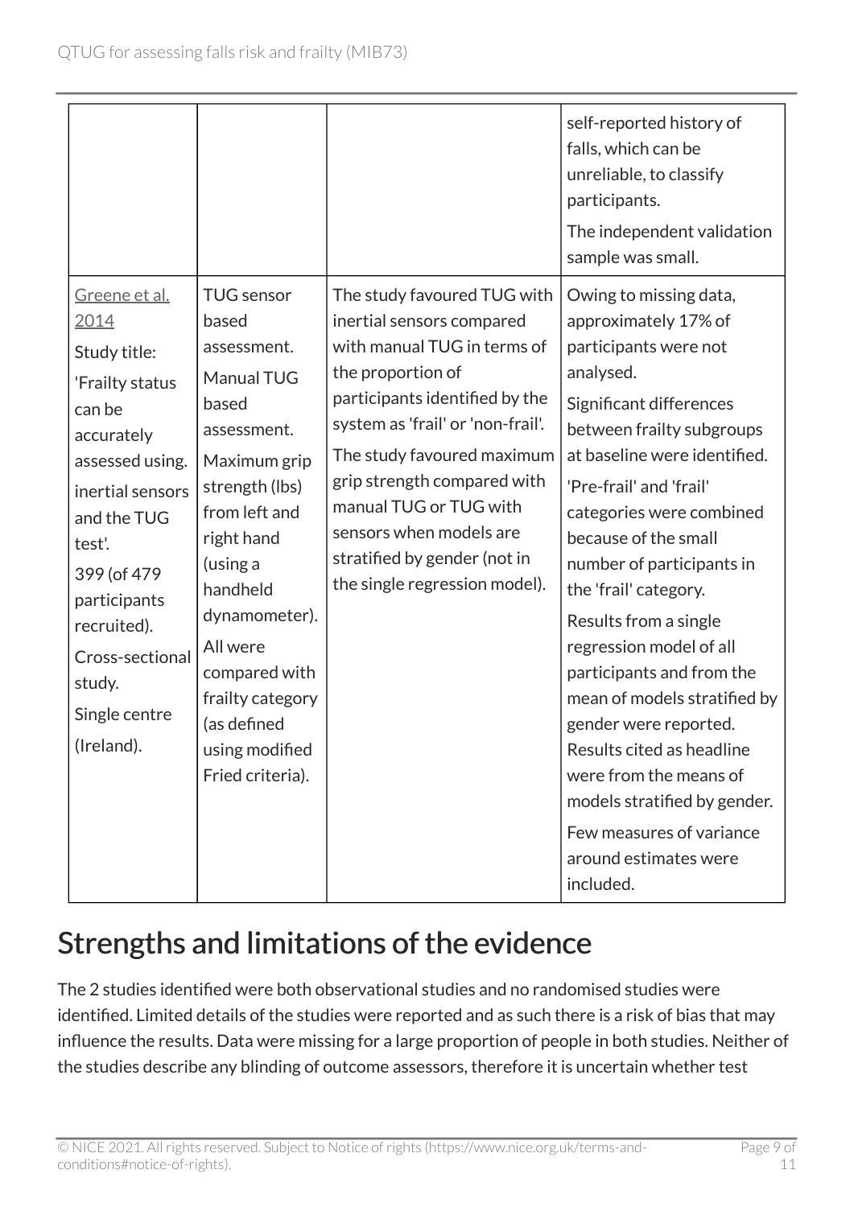| | | | |
|---|---|---|---|
| | | | self-reported history of falls, which can be unreliable, to classify participants. The independent validation sample was small. |
| Greene et al. 2014 Study title: 'Frailty status can be accurately assessed using. inertial sensors and the TUG test'. 399 (of 479 participants recruited). Cross-sectional study. Single centre (Ireland). | TUG sensor based assessment. Manual TUG based assessment. Maximum grip strength (lbs) from left and right hand (using a handheld dynamometer). All were compared with frailty category (as defined using modified Fried criteria). | The study favoured TUG with inertial sensors compared with manual TUG in terms of the proportion of participants identified by the system as 'frail' or 'non-frail'. The study favoured maximum grip strength compared with manual TUG or TUG with sensors when models are stratified by gender (not in the single regression model). | Owing to missing data, approximately 17% of participants were not analysed. Significant differences between frailty subgroups at baseline were identified. 'Pre-frail' and 'frail' categories were combined because of the small number of participants in the 'frail' category. Results from a single regression model of all participants and from the mean of models stratified by gender were reported. Results cited as headline were from the means of models stratified by gender. Few measures of variance around estimates were included. |

## Strengths and limitations of the evidence

The 2 studies identified were both observational studies and no randomised studies were identified. Limited details of the studies were reported and as such there is a risk of bias that may influence the results. Data were missing for a large proportion of people in both studies. Neither of the studies describe any blinding of outcome assessors, therefore it is uncertain whether test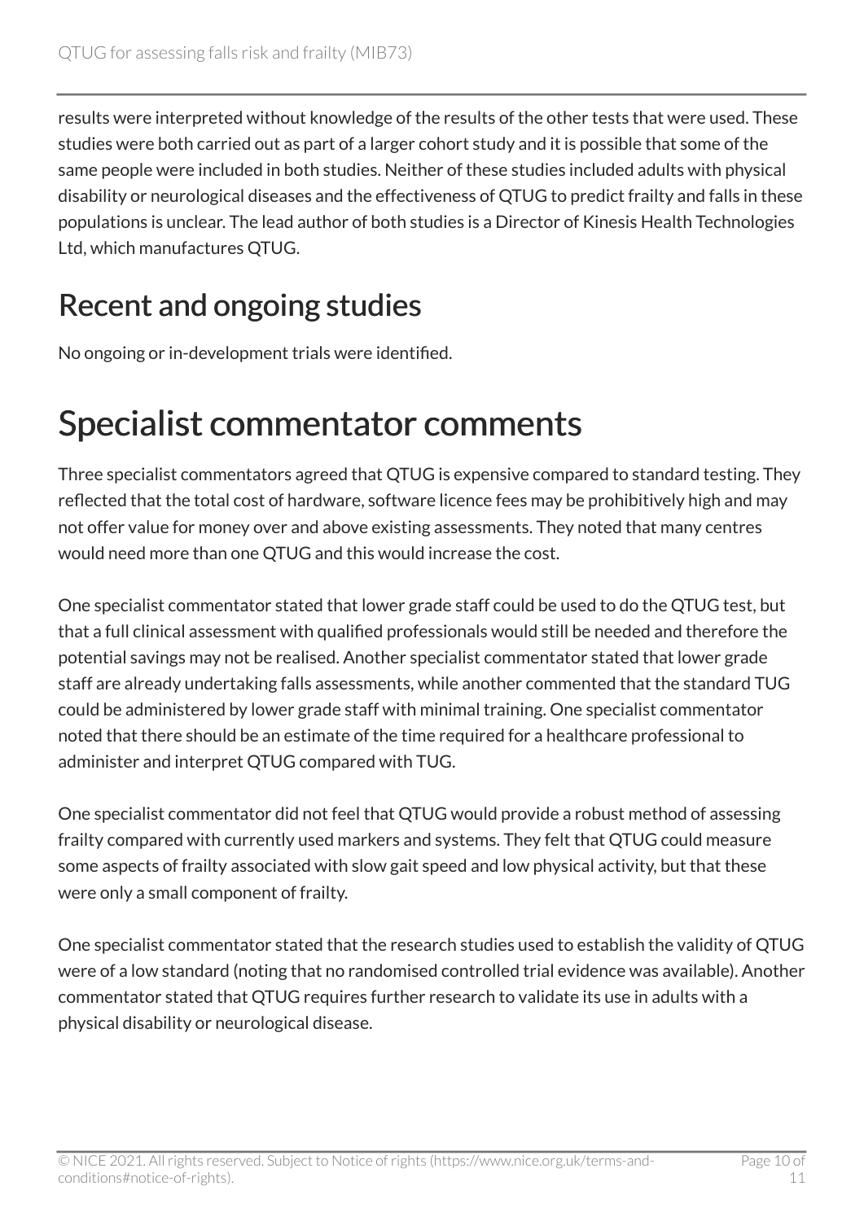results were interpreted without knowledge of the results of the other tests that were used. These studies were both carried out as part of a larger cohort study and it is possible that some of the same people were included in both studies. Neither of these studies included adults with physical disability or neurological diseases and the effectiveness of QTUG to predict frailty and falls in these populations is unclear. The lead author of both studies is a Director of Kinesis Health Technologies Ltd, which manufactures QTUG.

## Recent and ongoing studies

No ongoing or in-development trials were identified.

# Specialist commentator comments

Three specialist commentators agreed that QTUG is expensive compared to standard testing. They reflected that the total cost of hardware, software licence fees may be prohibitively high and may not offer value for money over and above existing assessments. They noted that many centres would need more than one QTUG and this would increase the cost.

One specialist commentator stated that lower grade staff could be used to do the QTUG test, but that a full clinical assessment with qualified professionals would still be needed and therefore the potential savings may not be realised. Another specialist commentator stated that lower grade staff are already undertaking falls assessments, while another commented that the standard TUG could be administered by lower grade staff with minimal training. One specialist commentator noted that there should be an estimate of the time required for a healthcare professional to administer and interpret QTUG compared with TUG.

One specialist commentator did not feel that QTUG would provide a robust method of assessing frailty compared with currently used markers and systems. They felt that QTUG could measure some aspects of frailty associated with slow gait speed and low physical activity, but that these were only a small component of frailty.

One specialist commentator stated that the research studies used to establish the validity of QTUG were of a low standard (noting that no randomised controlled trial evidence was available). Another commentator stated that QTUG requires further research to validate its use in adults with a physical disability or neurological disease.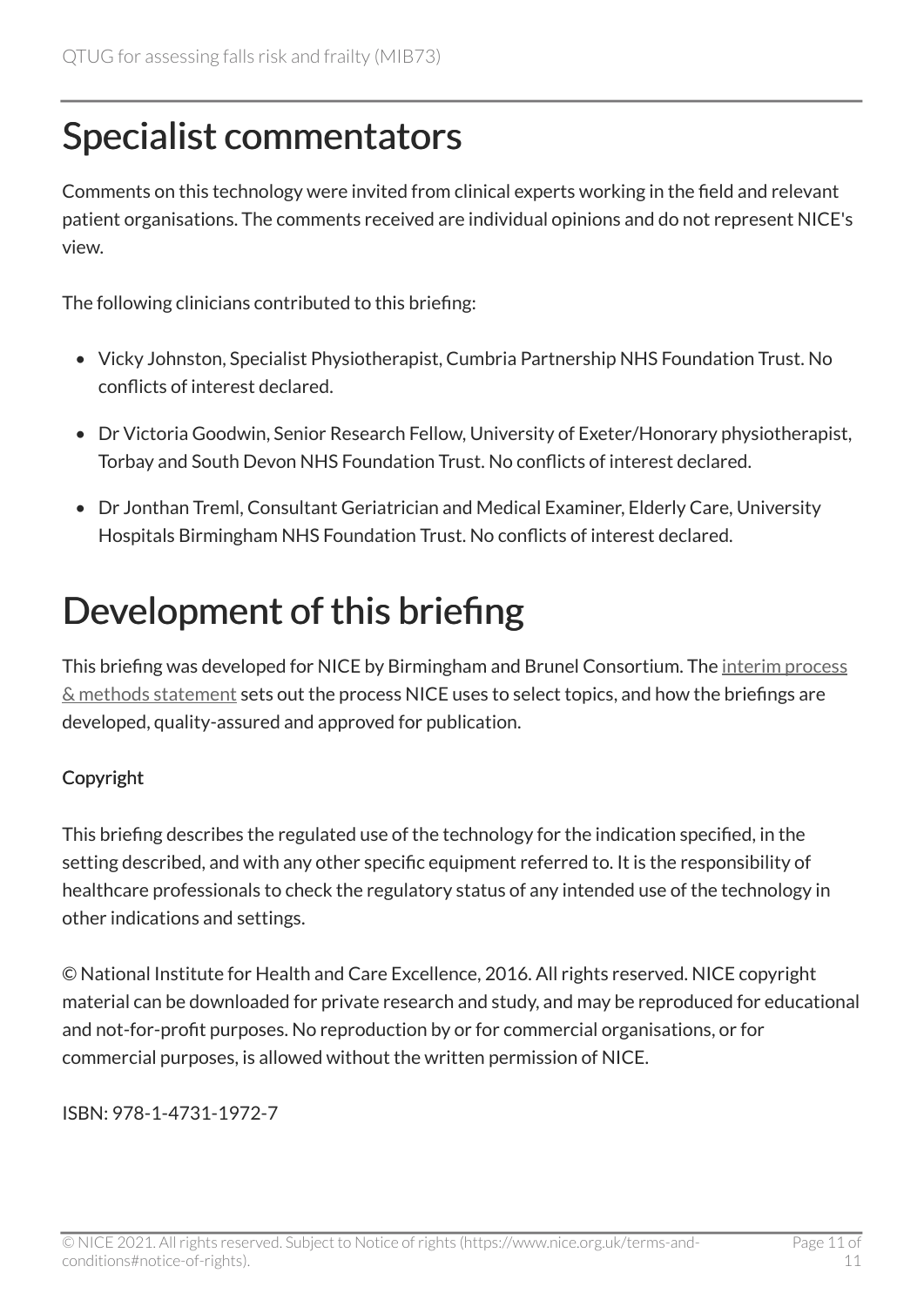# Specialist commentators

Comments on this technology were invited from clinical experts working in the field and relevant patient organisations. The comments received are individual opinions and do not represent NICE's view.

The following clinicians contributed to this briefing:

- Vicky Johnston, Specialist Physiotherapist, Cumbria Partnership NHS Foundation Trust. No conflicts of interest declared.
- Dr Victoria Goodwin, Senior Research Fellow, University of Exeter/Honorary physiotherapist, Torbay and South Devon NHS Foundation Trust. No conflicts of interest declared.
- Dr Jonthan Treml, Consultant Geriatrician and Medical Examiner, Elderly Care, University Hospitals Birmingham NHS Foundation Trust. No conflicts of interest declared.

# Development of this briefing

This briefing was developed for NICE by Birmingham and Brunel Consortium. The interim process & methods statement sets out the process NICE uses to select topics, and how the briefings are developed, quality-assured and approved for publication.

**Copyright**

This briefing describes the regulated use of the technology for the indication specified, in the setting described, and with any other specific equipment referred to. It is the responsibility of healthcare professionals to check the regulatory status of any intended use of the technology in other indications and settings.

© National Institute for Health and Care Excellence, 2016. All rights reserved. NICE copyright material can be downloaded for private research and study, and may be reproduced for educational and not-for-profit purposes. No reproduction by or for commercial organisations, or for commercial purposes, is allowed without the written permission of NICE.

ISBN: 978-1-4731-1972-7